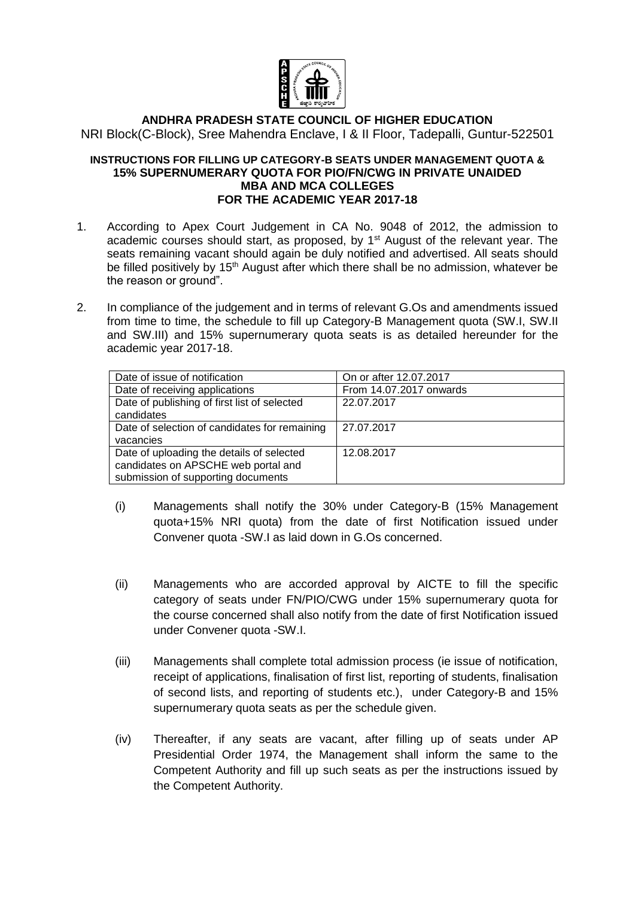# ANDHRA PRADESH STATE COUNCIL OF HIGHER EDUCATION

NRI Block(C-Block), Sree Mahendra Enclave, I & II Floor, Tadepalli, Guntur-522501

## INSTRUCTIONS FOR FILLING UP CATEGORY-B SEATS UNDER MANAGEMENT QUOTA & 15% SUPERNUMERARY QUOTA FOR PIO/FN/CWG IN PRIVATE UNAIDED MBA AND MCA COLLEGES FOR THE ACADEMIC YEAR 2017-18

1. According to Apex Court Judgement in CA No. 9048 of 2012, the admission to academic courses should start, as proposed, by 1st August of the relevant year. The seats remaining vacant should again be duly notified and advertised. All seats should be filled positively by 15th August after which there shall be no admission, whatever be the reason or ground".

2. In compliance of the judgement and in terms of relevant G.Os and amendments issued from time to time, the schedule to fill up Category-B Management quota (SW.I, SW.II and SW.III) and 15% supernumerary quota seats is as detailed hereunder for the academic year 2017-18.

| Date of issue of notification | On or after 12.07.2017 |
|---|---|
| Date of receiving applications | From 14.07.2017 onwards |
| Date of publishing of first list of selected candidates | 22.07.2017 |
| Date of selection of candidates for remaining vacancies | 27.07.2017 |
| Date of uploading the details of selected candidates on APSCHE web portal and submission of supporting documents | 12.08.2017 |

   (i) Managements shall notify the 30% under Category-B (15% Management quota+15% NRI quota) from the date of first Notification issued under Convener quota -SW.I as laid down in G.Os concerned.

   (ii) Managements who are accorded approval by AICTE to fill the specific category of seats under FN/PIO/CWG under 15% supernumerary quota for the course concerned shall also notify from the date of first Notification issued under Convener quota -SW.I.

   (iii) Managements shall complete total admission process (ie issue of notification, receipt of applications, finalisation of first list, reporting of students, finalisation of second lists, and reporting of students etc.), under Category-B and 15% supernumerary quota seats as per the schedule given.

   (iv) Thereafter, if any seats are vacant, after filling up of seats under AP Presidential Order 1974, the Management shall inform the same to the Competent Authority and fill up such seats as per the instructions issued by the Competent Authority.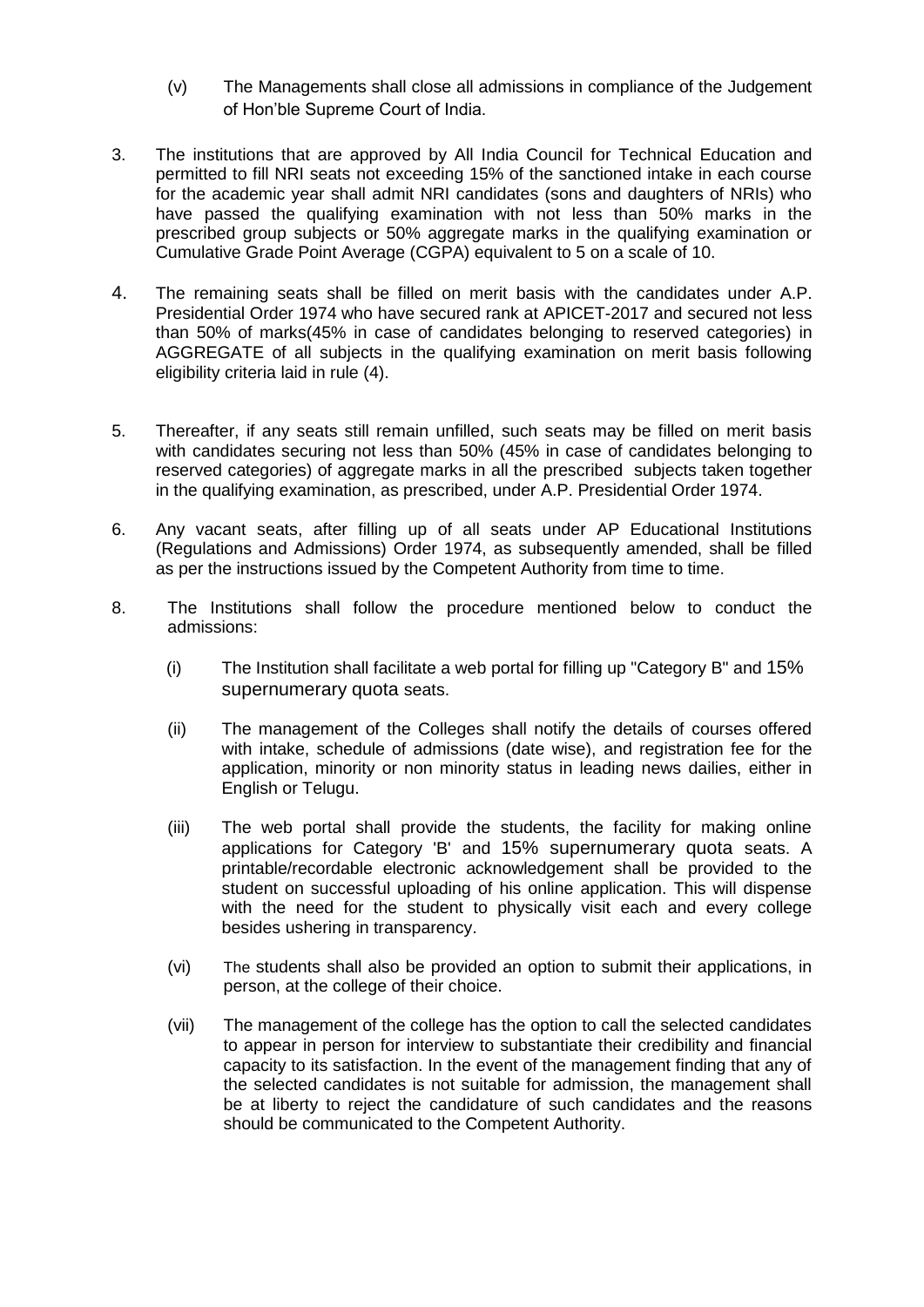(v) The Managements shall close all admissions in compliance of the Judgement of Hon'ble Supreme Court of India.

3. The institutions that are approved by All India Council for Technical Education and permitted to fill NRI seats not exceeding 15% of the sanctioned intake in each course for the academic year shall admit NRI candidates (sons and daughters of NRIs) who have passed the qualifying examination with not less than 50% marks in the prescribed group subjects or 50% aggregate marks in the qualifying examination or Cumulative Grade Point Average (CGPA) equivalent to 5 on a scale of 10.

4. The remaining seats shall be filled on merit basis with the candidates under A.P. Presidential Order 1974 who have secured rank at APICET-2017 and secured not less than 50% of marks(45% in case of candidates belonging to reserved categories) in AGGREGATE of all subjects in the qualifying examination on merit basis following eligibility criteria laid in rule (4).

5. Thereafter, if any seats still remain unfilled, such seats may be filled on merit basis with candidates securing not less than 50% (45% in case of candidates belonging to reserved categories) of aggregate marks in all the prescribed subjects taken together in the qualifying examination, as prescribed, under A.P. Presidential Order 1974.

6. Any vacant seats, after filling up of all seats under AP Educational Institutions (Regulations and Admissions) Order 1974, as subsequently amended, shall be filled as per the instructions issued by the Competent Authority from time to time.

8. The Institutions shall follow the procedure mentioned below to conduct the admissions:

   (i) The Institution shall facilitate a web portal for filling up "Category B" and 15% supernumerary quota seats.

   (ii) The management of the Colleges shall notify the details of courses offered with intake, schedule of admissions (date wise), and registration fee for the application, minority or non minority status in leading news dailies, either in English or Telugu.

   (iii) The web portal shall provide the students, the facility for making online applications for Category 'B' and 15% supernumerary quota seats. A printable/recordable electronic acknowledgement shall be provided to the student on successful uploading of his online application. This will dispense with the need for the student to physically visit each and every college besides ushering in transparency.

   (vi) The students shall also be provided an option to submit their applications, in person, at the college of their choice.

   (vii) The management of the college has the option to call the selected candidates to appear in person for interview to substantiate their credibility and financial capacity to its satisfaction. In the event of the management finding that any of the selected candidates is not suitable for admission, the management shall be at liberty to reject the candidature of such candidates and the reasons should be communicated to the Competent Authority.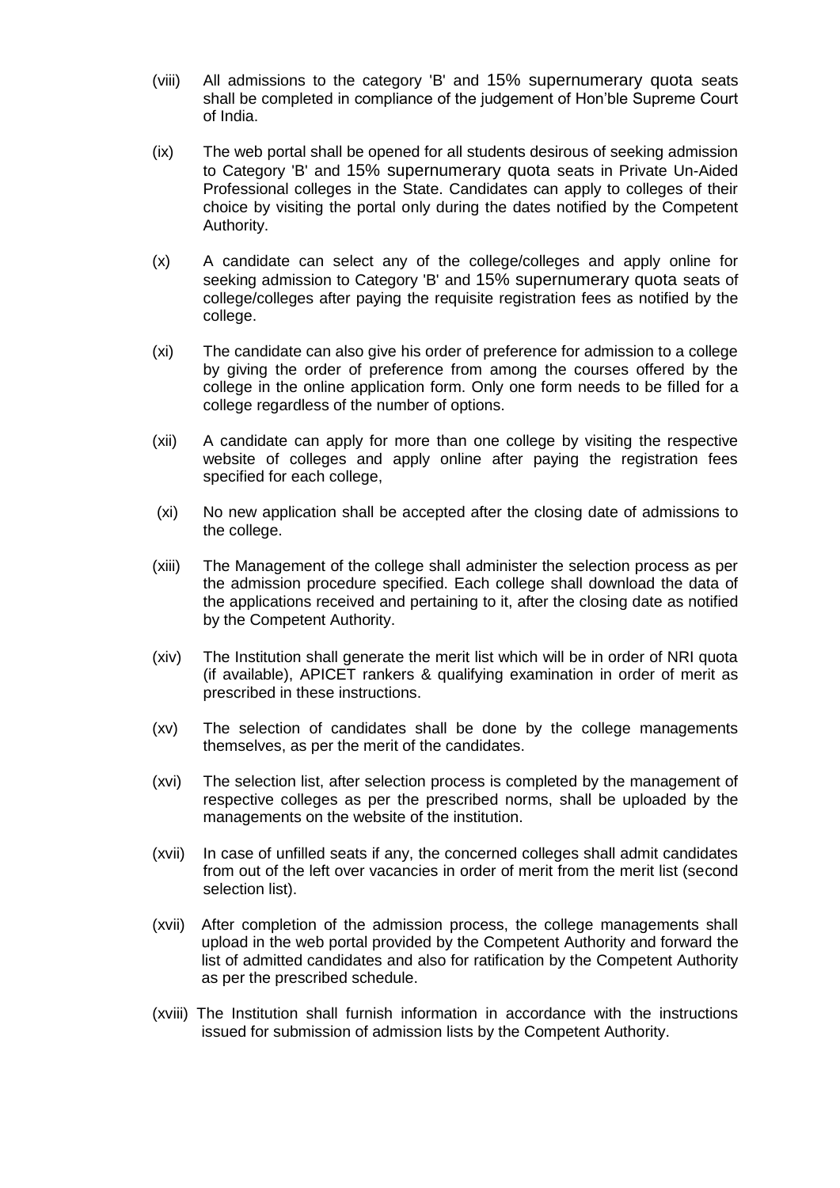(viii) All admissions to the category 'B' and 15% supernumerary quota seats shall be completed in compliance of the judgement of Hon'ble Supreme Court of India.

(ix) The web portal shall be opened for all students desirous of seeking admission to Category 'B' and 15% supernumerary quota seats in Private Un-Aided Professional colleges in the State. Candidates can apply to colleges of their choice by visiting the portal only during the dates notified by the Competent Authority.

(x) A candidate can select any of the college/colleges and apply online for seeking admission to Category 'B' and 15% supernumerary quota seats of college/colleges after paying the requisite registration fees as notified by the college.

(xi) The candidate can also give his order of preference for admission to a college by giving the order of preference from among the courses offered by the college in the online application form. Only one form needs to be filled for a college regardless of the number of options.

(xii) A candidate can apply for more than one college by visiting the respective website of colleges and apply online after paying the registration fees specified for each college,

(xi) No new application shall be accepted after the closing date of admissions to the college.

(xiii) The Management of the college shall administer the selection process as per the admission procedure specified. Each college shall download the data of the applications received and pertaining to it, after the closing date as notified by the Competent Authority.

(xiv) The Institution shall generate the merit list which will be in order of NRI quota (if available), APICET rankers & qualifying examination in order of merit as prescribed in these instructions.

(xv) The selection of candidates shall be done by the college managements themselves, as per the merit of the candidates.

(xvi) The selection list, after selection process is completed by the management of respective colleges as per the prescribed norms, shall be uploaded by the managements on the website of the institution.

(xvii) In case of unfilled seats if any, the concerned colleges shall admit candidates from out of the left over vacancies in order of merit from the merit list (second selection list).

(xvii) After completion of the admission process, the college managements shall upload in the web portal provided by the Competent Authority and forward the list of admitted candidates and also for ratification by the Competent Authority as per the prescribed schedule.

(xviii) The Institution shall furnish information in accordance with the instructions issued for submission of admission lists by the Competent Authority.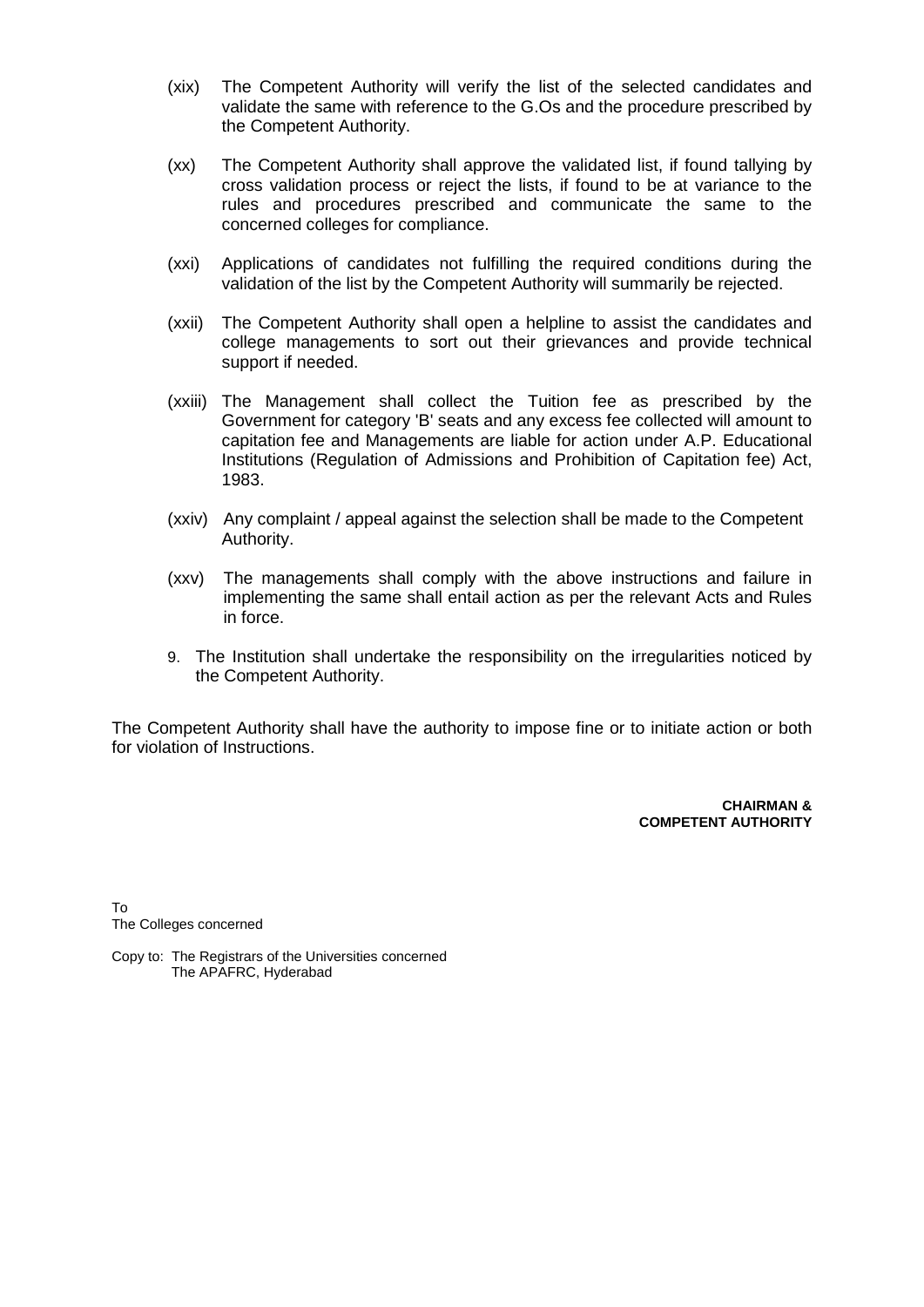(xix) The Competent Authority will verify the list of the selected candidates and validate the same with reference to the G.Os and the procedure prescribed by the Competent Authority.

(xx) The Competent Authority shall approve the validated list, if found tallying by cross validation process or reject the lists, if found to be at variance to the rules and procedures prescribed and communicate the same to the concerned colleges for compliance.

(xxi) Applications of candidates not fulfilling the required conditions during the validation of the list by the Competent Authority will summarily be rejected.

(xxii) The Competent Authority shall open a helpline to assist the candidates and college managements to sort out their grievances and provide technical support if needed.

(xxiii) The Management shall collect the Tuition fee as prescribed by the Government for category 'B' seats and any excess fee collected will amount to capitation fee and Managements are liable for action under A.P. Educational Institutions (Regulation of Admissions and Prohibition of Capitation fee) Act, 1983.

(xxiv) Any complaint / appeal against the selection shall be made to the Competent Authority.

(xxv) The managements shall comply with the above instructions and failure in implementing the same shall entail action as per the relevant Acts and Rules in force.

9. The Institution shall undertake the responsibility on the irregularities noticed by the Competent Authority.

The Competent Authority shall have the authority to impose fine or to initiate action or both for violation of Instructions.

**CHAIRMAN &**
**COMPETENT AUTHORITY**

To
The Colleges concerned

Copy to: The Registrars of the Universities concerned
The APAFRC, Hyderabad